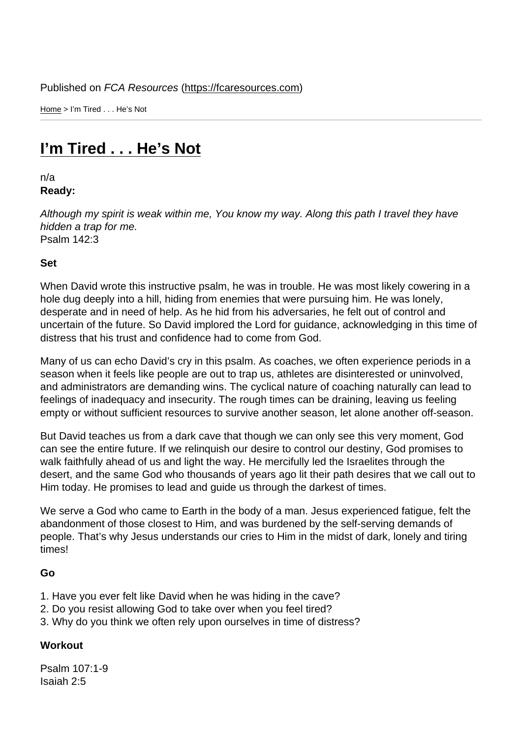Published on *FCA Resources* (https://fcaresources.com)

Home > I'm Tired . . . He's Not

# I'm Tired . . . He's Not

n/a

**Ready:**

*Although my spirit is weak within me, You know my way. Along this path I travel they have hidden a trap for me.*
Psalm 142:3

**Set**

When David wrote this instructive psalm, he was in trouble. He was most likely cowering in a hole dug deeply into a hill, hiding from enemies that were pursuing him. He was lonely, desperate and in need of help. As he hid from his adversaries, he felt out of control and uncertain of the future. So David implored the Lord for guidance, acknowledging in this time of distress that his trust and confidence had to come from God.

Many of us can echo David's cry in this psalm. As coaches, we often experience periods in a season when it feels like people are out to trap us, athletes are disinterested or uninvolved, and administrators are demanding wins. The cyclical nature of coaching naturally can lead to feelings of inadequacy and insecurity. The rough times can be draining, leaving us feeling empty or without sufficient resources to survive another season, let alone another off-season.

But David teaches us from a dark cave that though we can only see this very moment, God can see the entire future. If we relinquish our desire to control our destiny, God promises to walk faithfully ahead of us and light the way. He mercifully led the Israelites through the desert, and the same God who thousands of years ago lit their path desires that we call out to Him today. He promises to lead and guide us through the darkest of times.

We serve a God who came to Earth in the body of a man. Jesus experienced fatigue, felt the abandonment of those closest to Him, and was burdened by the self-serving demands of people. That's why Jesus understands our cries to Him in the midst of dark, lonely and tiring times!

**Go**

1. Have you ever felt like David when he was hiding in the cave?
2. Do you resist allowing God to take over when you feel tired?
3. Why do you think we often rely upon ourselves in time of distress?

**Workout**

Psalm 107:1-9
Isaiah 2:5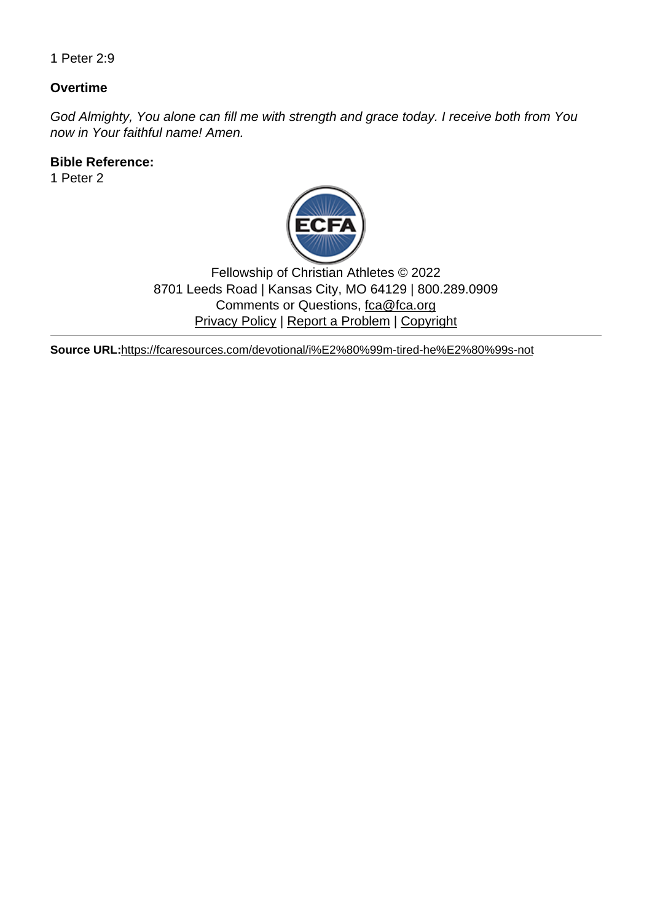1 Peter 2:9

**Overtime**

*God Almighty, You alone can fill me with strength and grace today. I receive both from You now in Your faithful name! Amen.*

**Bible Reference:**
1 Peter 2

Fellowship of Christian Athletes © 2022
8701 Leeds Road | Kansas City, MO 64129 | 800.289.0909
Comments or Questions, fca@fca.org
Privacy Policy | Report a Problem | Copyright

**Source URL:** https://fcaresources.com/devotional/i%E2%80%99m-tired-he%E2%80%99s-not